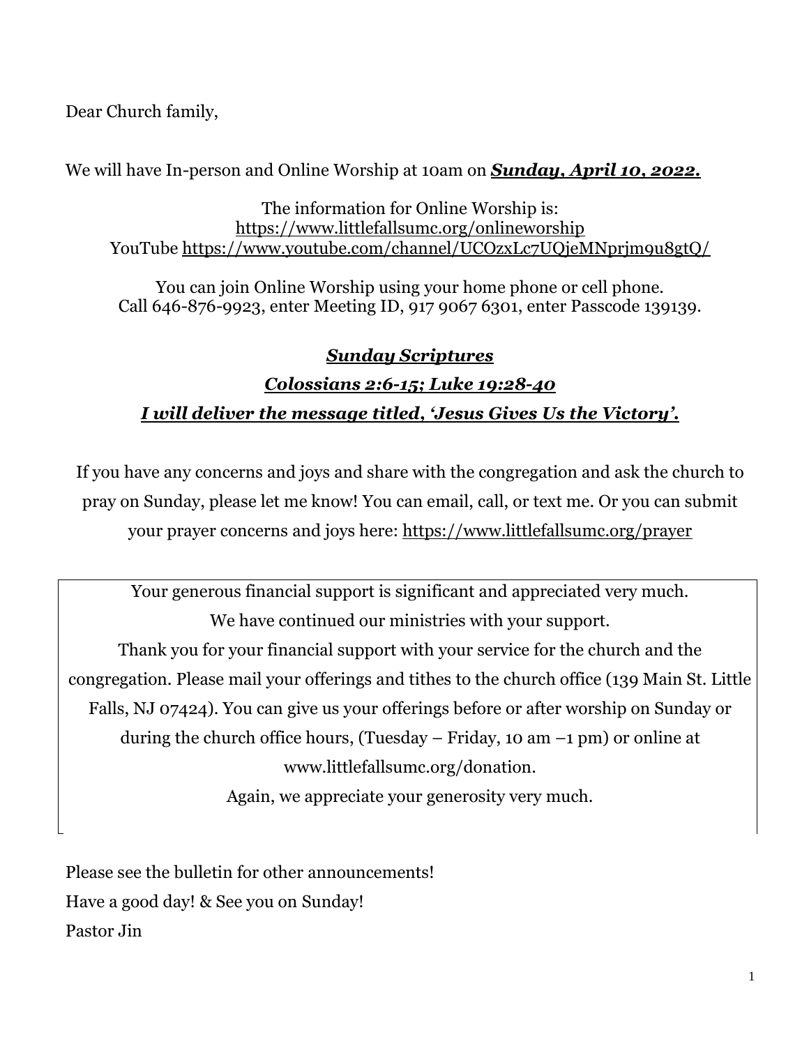Dear Church family,

We will have In-person and Online Worship at 10am on ***Sunday, April 10, 2022.***

The information for Online Worship is:
https://www.littlefallsumc.org/onlineworship
YouTube https://www.youtube.com/channel/UCOzxLc7UQjeMNprjm9u8gtQ/

You can join Online Worship using your home phone or cell phone.
Call 646-876-9923, enter Meeting ID, 917 9067 6301, enter Passcode 139139.

***Sunday Scriptures***

***Colossians 2:6-15; Luke 19:28-40***

***I will deliver the message titled, 'Jesus Gives Us the Victory'.***

If you have any concerns and joys and share with the congregation and ask the church to pray on Sunday, please let me know! You can email, call, or text me. Or you can submit your prayer concerns and joys here: https://www.littlefallsumc.org/prayer

Your generous financial support is significant and appreciated very much.
We have continued our ministries with your support.
Thank you for your financial support with your service for the church and the congregation. Please mail your offerings and tithes to the church office (139 Main St. Little Falls, NJ 07424). You can give us your offerings before or after worship on Sunday or during the church office hours, (Tuesday – Friday, 10 am –1 pm) or online at www.littlefallsumc.org/donation.
Again, we appreciate your generosity very much.

Please see the bulletin for other announcements!
Have a good day! & See you on Sunday!
Pastor Jin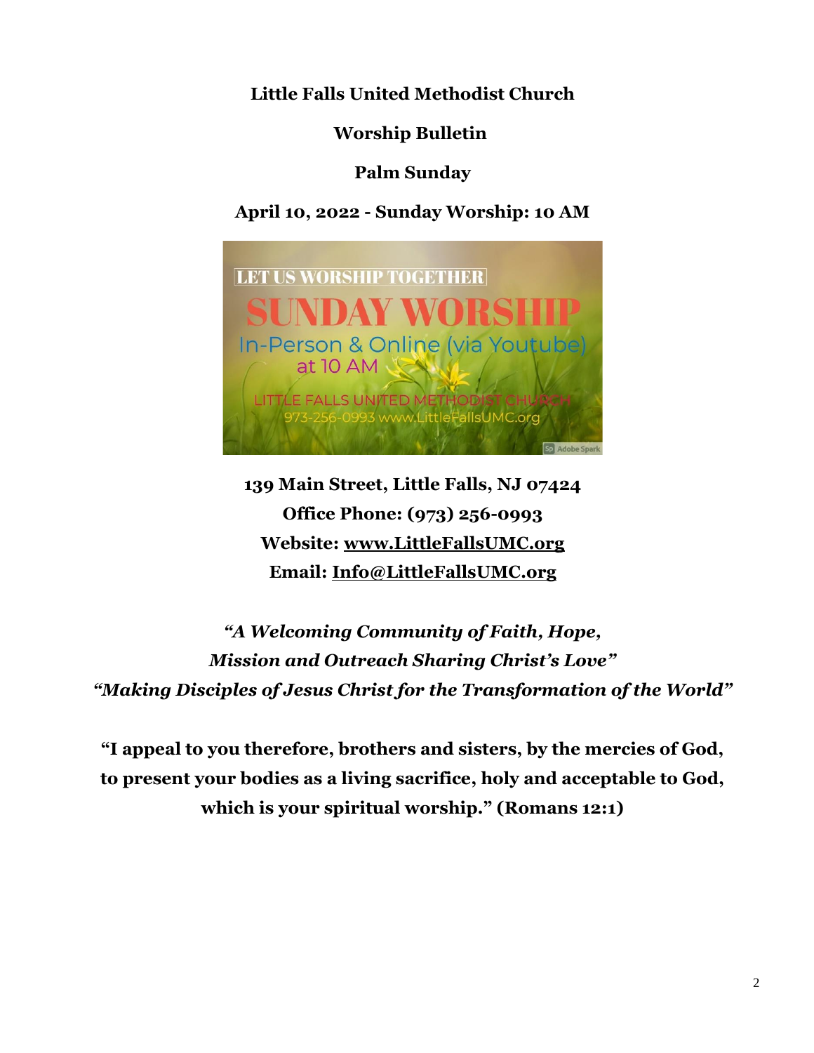**Little Falls United Methodist Church**

**Worship Bulletin**

**Palm Sunday**

**April 10, 2022 - Sunday Worship: 10 AM**

**139 Main Street, Little Falls, NJ 07424**
**Office Phone: (973) 256-0993**
**Website: www.LittleFallsUMC.org**
**Email: Info@LittleFallsUMC.org**

***"A Welcoming Community of Faith, Hope, Mission and Outreach Sharing Christ's Love"***
***"Making Disciples of Jesus Christ for the Transformation of the World"***

**"I appeal to you therefore, brothers and sisters, by the mercies of God, to present your bodies as a living sacrifice, holy and acceptable to God, which is your spiritual worship." (Romans 12:1)**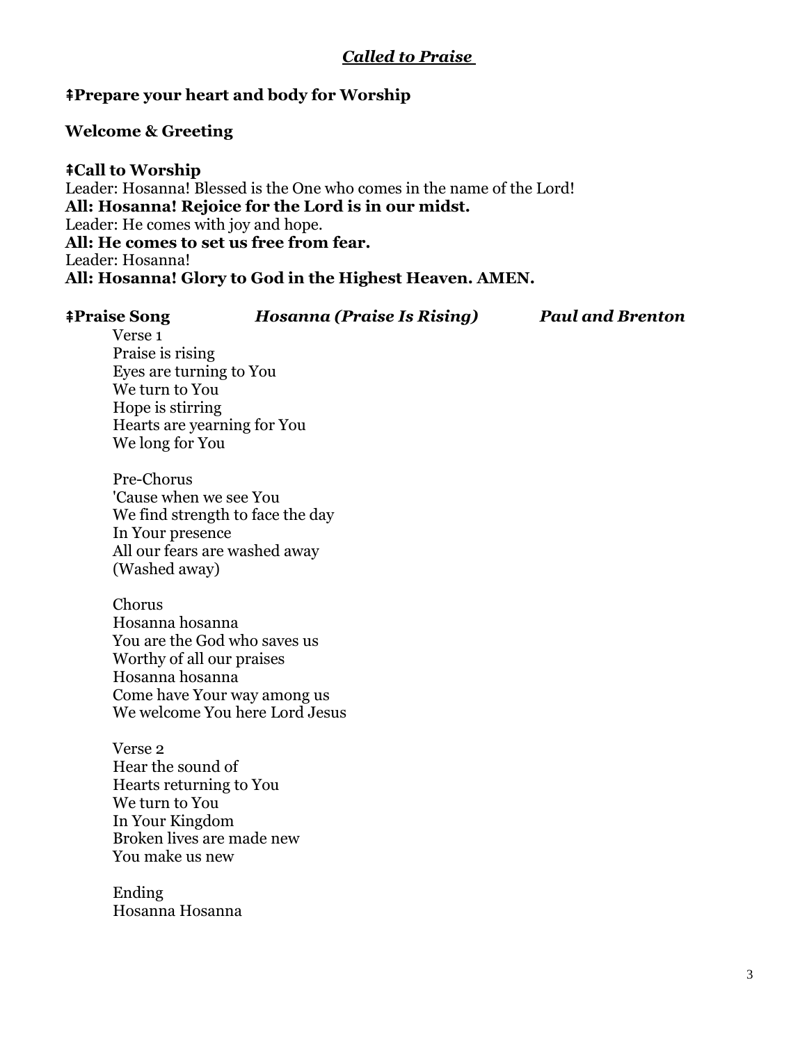***Called to Praise***

**‡Prepare your heart and body for Worship**

**Welcome & Greeting**

**‡Call to Worship**
Leader: Hosanna! Blessed is the One who comes in the name of the Lord!
**All: Hosanna! Rejoice for the Lord is in our midst.**
Leader: He comes with joy and hope.
**All: He comes to set us free from fear.**
Leader: Hosanna!
**All: Hosanna! Glory to God in the Highest Heaven. AMEN.**

**‡Praise Song** ***Hosanna (Praise Is Rising)*** ***Paul and Brenton***

Verse 1
Praise is rising
Eyes are turning to You
We turn to You
Hope is stirring
Hearts are yearning for You
We long for You

Pre-Chorus
'Cause when we see You
We find strength to face the day
In Your presence
All our fears are washed away
(Washed away)

Chorus
Hosanna hosanna
You are the God who saves us
Worthy of all our praises
Hosanna hosanna
Come have Your way among us
We welcome You here Lord Jesus

Verse 2
Hear the sound of
Hearts returning to You
We turn to You
In Your Kingdom
Broken lives are made new
You make us new

Ending
Hosanna Hosanna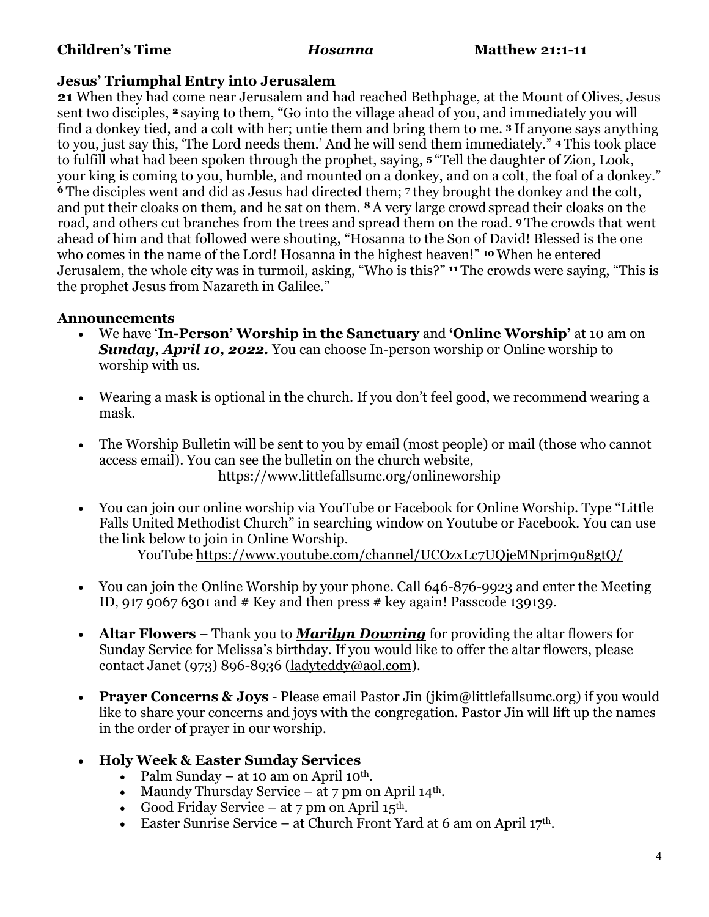**Children's Time** *Hosanna* **Matthew 21:1-11**

**Jesus' Triumphal Entry into Jerusalem**

**21** When they had come near Jerusalem and had reached Bethphage, at the Mount of Olives, Jesus sent two disciples, **2** saying to them, "Go into the village ahead of you, and immediately you will find a donkey tied, and a colt with her; untie them and bring them to me. **3** If anyone says anything to you, just say this, 'The Lord needs them.' And he will send them immediately." **4** This took place to fulfill what had been spoken through the prophet, saying, **5** "Tell the daughter of Zion, Look, your king is coming to you, humble, and mounted on a donkey, and on a colt, the foal of a donkey." **6** The disciples went and did as Jesus had directed them; **7** they brought the donkey and the colt, and put their cloaks on them, and he sat on them. **8** A very large crowd spread their cloaks on the road, and others cut branches from the trees and spread them on the road. **9** The crowds that went ahead of him and that followed were shouting, "Hosanna to the Son of David! Blessed is the one who comes in the name of the Lord! Hosanna in the highest heaven!" **10** When he entered Jerusalem, the whole city was in turmoil, asking, "Who is this?" **11** The crowds were saying, "This is the prophet Jesus from Nazareth in Galilee."

**Announcements**

- We have '**In-Person' Worship in the Sanctuary** and **'Online Worship'** at 10 am on ***Sunday, April 10, 2022.*** You can choose In-person worship or Online worship to worship with us.

- Wearing a mask is optional in the church. If you don't feel good, we recommend wearing a mask.

- The Worship Bulletin will be sent to you by email (most people) or mail (those who cannot access email). You can see the bulletin on the church website, https://www.littlefallsumc.org/onlineworship

- You can join our online worship via YouTube or Facebook for Online Worship. Type "Little Falls United Methodist Church" in searching window on Youtube or Facebook. You can use the link below to join in Online Worship.
  YouTube https://www.youtube.com/channel/UCOzxLc7UQjeMNprjm9u8gtQ/

- You can join the Online Worship by your phone. Call 646-876-9923 and enter the Meeting ID, 917 9067 6301 and # Key and then press # key again! Passcode 139139.

- **Altar Flowers** – Thank you to ***Marilyn Downing*** for providing the altar flowers for Sunday Service for Melissa's birthday. If you would like to offer the altar flowers, please contact Janet (973) 896-8936 (ladyteddy@aol.com).

- **Prayer Concerns & Joys** - Please email Pastor Jin (jkim@littlefallsumc.org) if you would like to share your concerns and joys with the congregation. Pastor Jin will lift up the names in the order of prayer in our worship.

- **Holy Week & Easter Sunday Services**
  - Palm Sunday – at 10 am on April 10th.
  - Maundy Thursday Service – at 7 pm on April 14th.
  - Good Friday Service – at 7 pm on April 15th.
  - Easter Sunrise Service – at Church Front Yard at 6 am on April 17th.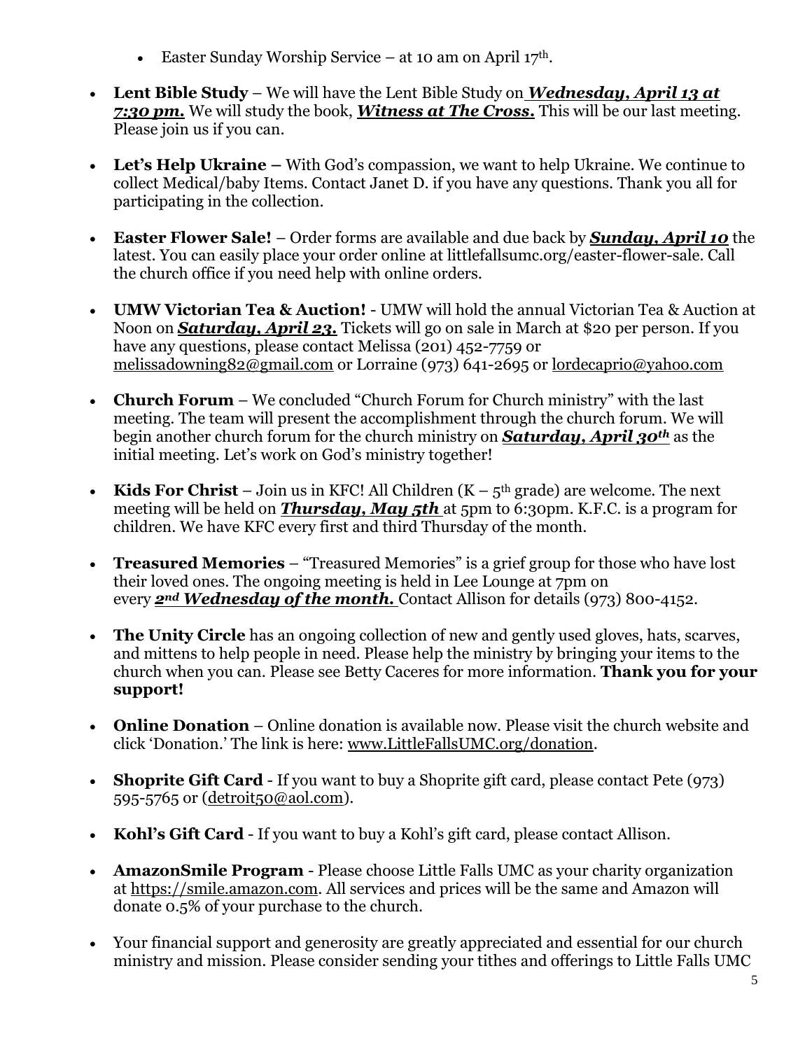- Easter Sunday Worship Service – at 10 am on April 17th.

- **Lent Bible Study** – We will have the Lent Bible Study on ***Wednesday, April 13 at 7:30 pm.*** We will study the book, ***Witness at The Cross.*** This will be our last meeting. Please join us if you can.

- **Let's Help Ukraine –** With God's compassion, we want to help Ukraine. We continue to collect Medical/baby Items. Contact Janet D. if you have any questions. Thank you all for participating in the collection.

- **Easter Flower Sale!** – Order forms are available and due back by ***Sunday, April 10*** the latest. You can easily place your order online at littlefallsumc.org/easter-flower-sale. Call the church office if you need help with online orders.

- **UMW Victorian Tea & Auction!** - UMW will hold the annual Victorian Tea & Auction at Noon on ***Saturday, April 23.*** Tickets will go on sale in March at $20 per person. If you have any questions, please contact Melissa (201) 452-7759 or melissadowning82@gmail.com or Lorraine (973) 641-2695 or lordecaprio@yahoo.com

- **Church Forum** – We concluded "Church Forum for Church ministry" with the last meeting. The team will present the accomplishment through the church forum. We will begin another church forum for the church ministry on ***Saturday, April 30th*** as the initial meeting. Let's work on God's ministry together!

- **Kids For Christ** – Join us in KFC! All Children (K – 5th grade) are welcome. The next meeting will be held on ***Thursday, May 5th*** at 5pm to 6:30pm. K.F.C. is a program for children. We have KFC every first and third Thursday of the month.

- **Treasured Memories** – "Treasured Memories" is a grief group for those who have lost their loved ones. The ongoing meeting is held in Lee Lounge at 7pm on every ***2nd Wednesday of the month.*** Contact Allison for details (973) 800-4152.

- **The Unity Circle** has an ongoing collection of new and gently used gloves, hats, scarves, and mittens to help people in need. Please help the ministry by bringing your items to the church when you can. Please see Betty Caceres for more information. **Thank you for your support!**

- **Online Donation** – Online donation is available now. Please visit the church website and click 'Donation.' The link is here: www.LittleFallsUMC.org/donation.

- **Shoprite Gift Card** - If you want to buy a Shoprite gift card, please contact Pete (973) 595-5765 or (detroit50@aol.com).

- **Kohl's Gift Card** - If you want to buy a Kohl's gift card, please contact Allison.

- **AmazonSmile Program** - Please choose Little Falls UMC as your charity organization at https://smile.amazon.com. All services and prices will be the same and Amazon will donate 0.5% of your purchase to the church.

- Your financial support and generosity are greatly appreciated and essential for our church ministry and mission. Please consider sending your tithes and offerings to Little Falls UMC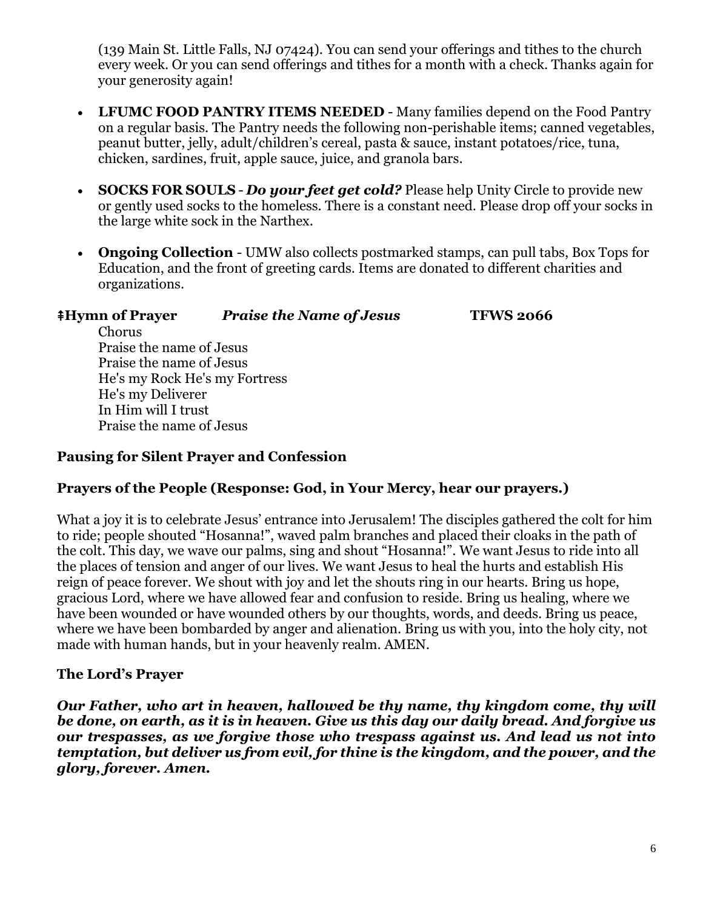(139 Main St. Little Falls, NJ 07424). You can send your offerings and tithes to the church every week. Or you can send offerings and tithes for a month with a check. Thanks again for your generosity again!

- **LFUMC FOOD PANTRY ITEMS NEEDED** - Many families depend on the Food Pantry on a regular basis. The Pantry needs the following non-perishable items; canned vegetables, peanut butter, jelly, adult/children's cereal, pasta & sauce, instant potatoes/rice, tuna, chicken, sardines, fruit, apple sauce, juice, and granola bars.

- **SOCKS FOR SOULS** - ***Do your feet get cold?*** Please help Unity Circle to provide new or gently used socks to the homeless. There is a constant need. Please drop off your socks in the large white sock in the Narthex.

- **Ongoing Collection** - UMW also collects postmarked stamps, can pull tabs, Box Tops for Education, and the front of greeting cards. Items are donated to different charities and organizations.

**‡Hymn of Prayer** ***Praise the Name of Jesus*** **TFWS 2066**

Chorus
Praise the name of Jesus
Praise the name of Jesus
He's my Rock He's my Fortress
He's my Deliverer
In Him will I trust
Praise the name of Jesus

**Pausing for Silent Prayer and Confession**

**Prayers of the People (Response: God, in Your Mercy, hear our prayers.)**

What a joy it is to celebrate Jesus' entrance into Jerusalem! The disciples gathered the colt for him to ride; people shouted "Hosanna!", waved palm branches and placed their cloaks in the path of the colt. This day, we wave our palms, sing and shout "Hosanna!". We want Jesus to ride into all the places of tension and anger of our lives. We want Jesus to heal the hurts and establish His reign of peace forever. We shout with joy and let the shouts ring in our hearts. Bring us hope, gracious Lord, where we have allowed fear and confusion to reside. Bring us healing, where we have been wounded or have wounded others by our thoughts, words, and deeds. Bring us peace, where we have been bombarded by anger and alienation. Bring us with you, into the holy city, not made with human hands, but in your heavenly realm. AMEN.

**The Lord's Prayer**

***Our Father, who art in heaven, hallowed be thy name, thy kingdom come, thy will be done, on earth, as it is in heaven. Give us this day our daily bread. And forgive us our trespasses, as we forgive those who trespass against us. And lead us not into temptation, but deliver us from evil, for thine is the kingdom, and the power, and the glory, forever. Amen.***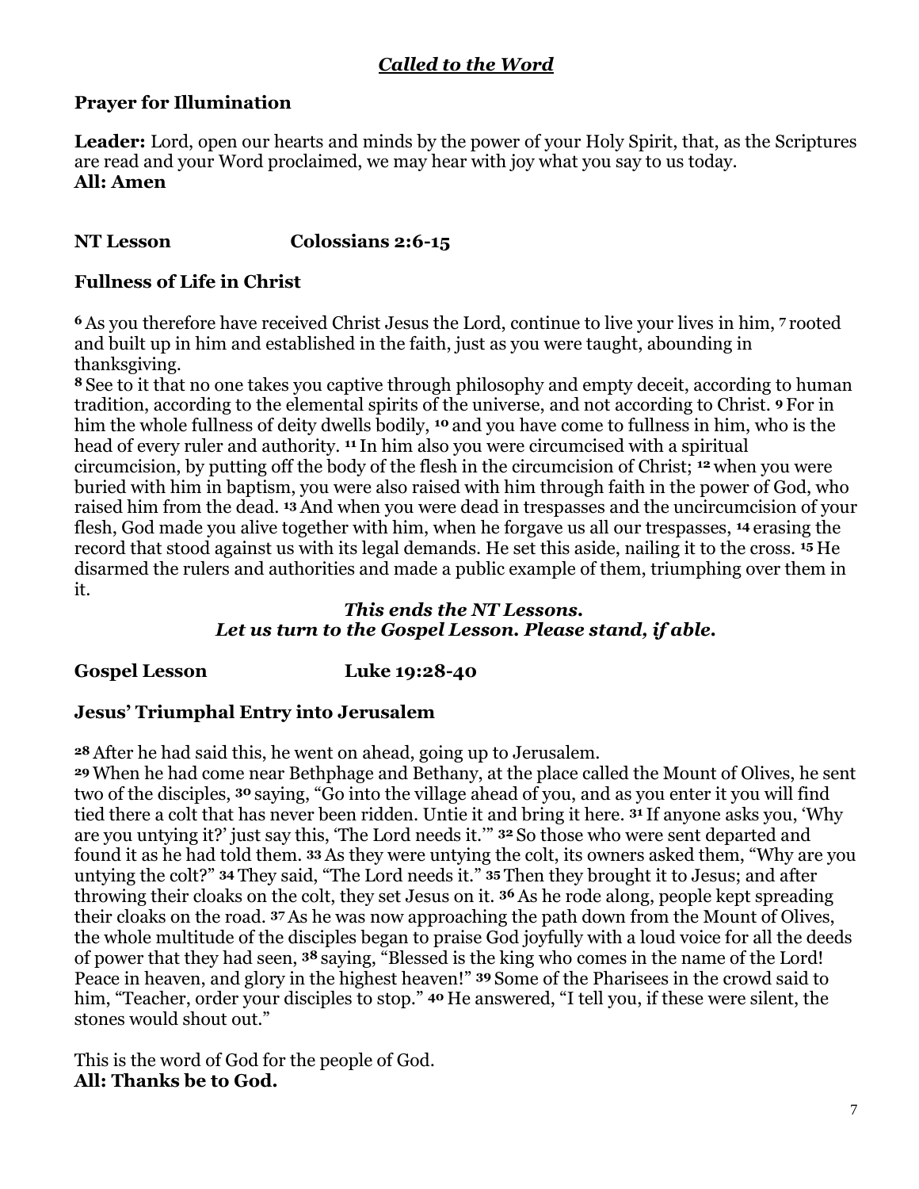## *Called to the Word*

### Prayer for Illumination

**Leader:** Lord, open our hearts and minds by the power of your Holy Spirit, that, as the Scriptures are read and your Word proclaimed, we may hear with joy what you say to us today.
**All: Amen**

### NT Lesson Colossians 2:6-15

### Fullness of Life in Christ

**6** As you therefore have received Christ Jesus the Lord, continue to live your lives in him, **7** rooted and built up in him and established in the faith, just as you were taught, abounding in thanksgiving.
**8** See to it that no one takes you captive through philosophy and empty deceit, according to human tradition, according to the elemental spirits of the universe, and not according to Christ. **9** For in him the whole fullness of deity dwells bodily, **10** and you have come to fullness in him, who is the head of every ruler and authority. **11** In him also you were circumcised with a spiritual circumcision, by putting off the body of the flesh in the circumcision of Christ; **12** when you were buried with him in baptism, you were also raised with him through faith in the power of God, who raised him from the dead. **13** And when you were dead in trespasses and the uncircumcision of your flesh, God made you alive together with him, when he forgave us all our trespasses, **14** erasing the record that stood against us with its legal demands. He set this aside, nailing it to the cross. **15** He disarmed the rulers and authorities and made a public example of them, triumphing over them in it.

***This ends the NT Lessons.***
***Let us turn to the Gospel Lesson. Please stand, if able.***

### Gospel Lesson Luke 19:28-40

### Jesus' Triumphal Entry into Jerusalem

**28** After he had said this, he went on ahead, going up to Jerusalem.
**29** When he had come near Bethphage and Bethany, at the place called the Mount of Olives, he sent two of the disciples, **30** saying, "Go into the village ahead of you, and as you enter it you will find tied there a colt that has never been ridden. Untie it and bring it here. **31** If anyone asks you, 'Why are you untying it?' just say this, 'The Lord needs it.'" **32** So those who were sent departed and found it as he had told them. **33** As they were untying the colt, its owners asked them, "Why are you untying the colt?" **34** They said, "The Lord needs it." **35** Then they brought it to Jesus; and after throwing their cloaks on the colt, they set Jesus on it. **36** As he rode along, people kept spreading their cloaks on the road. **37** As he was now approaching the path down from the Mount of Olives, the whole multitude of the disciples began to praise God joyfully with a loud voice for all the deeds of power that they had seen, **38** saying, "Blessed is the king who comes in the name of the Lord! Peace in heaven, and glory in the highest heaven!" **39** Some of the Pharisees in the crowd said to him, "Teacher, order your disciples to stop." **40** He answered, "I tell you, if these were silent, the stones would shout out."

This is the word of God for the people of God.
**All: Thanks be to God.**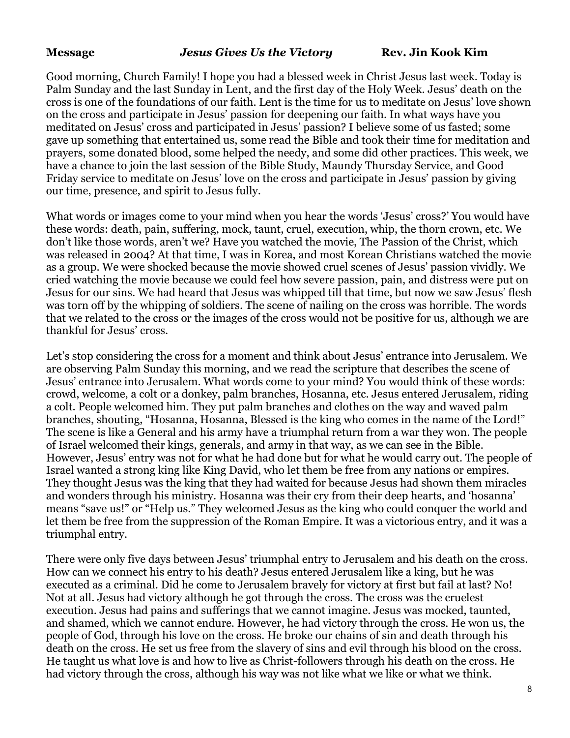**Message** ***Jesus Gives Us the Victory*** **Rev. Jin Kook Kim**

Good morning, Church Family! I hope you had a blessed week in Christ Jesus last week. Today is Palm Sunday and the last Sunday in Lent, and the first day of the Holy Week. Jesus' death on the cross is one of the foundations of our faith. Lent is the time for us to meditate on Jesus' love shown on the cross and participate in Jesus' passion for deepening our faith. In what ways have you meditated on Jesus' cross and participated in Jesus' passion? I believe some of us fasted; some gave up something that entertained us, some read the Bible and took their time for meditation and prayers, some donated blood, some helped the needy, and some did other practices. This week, we have a chance to join the last session of the Bible Study, Maundy Thursday Service, and Good Friday service to meditate on Jesus' love on the cross and participate in Jesus' passion by giving our time, presence, and spirit to Jesus fully.

What words or images come to your mind when you hear the words 'Jesus' cross?' You would have these words: death, pain, suffering, mock, taunt, cruel, execution, whip, the thorn crown, etc. We don't like those words, aren't we? Have you watched the movie, The Passion of the Christ, which was released in 2004? At that time, I was in Korea, and most Korean Christians watched the movie as a group. We were shocked because the movie showed cruel scenes of Jesus' passion vividly. We cried watching the movie because we could feel how severe passion, pain, and distress were put on Jesus for our sins. We had heard that Jesus was whipped till that time, but now we saw Jesus' flesh was torn off by the whipping of soldiers. The scene of nailing on the cross was horrible. The words that we related to the cross or the images of the cross would not be positive for us, although we are thankful for Jesus' cross.

Let's stop considering the cross for a moment and think about Jesus' entrance into Jerusalem. We are observing Palm Sunday this morning, and we read the scripture that describes the scene of Jesus' entrance into Jerusalem. What words come to your mind? You would think of these words: crowd, welcome, a colt or a donkey, palm branches, Hosanna, etc. Jesus entered Jerusalem, riding a colt. People welcomed him. They put palm branches and clothes on the way and waved palm branches, shouting, "Hosanna, Hosanna, Blessed is the king who comes in the name of the Lord!" The scene is like a General and his army have a triumphal return from a war they won. The people of Israel welcomed their kings, generals, and army in that way, as we can see in the Bible. However, Jesus' entry was not for what he had done but for what he would carry out. The people of Israel wanted a strong king like King David, who let them be free from any nations or empires. They thought Jesus was the king that they had waited for because Jesus had shown them miracles and wonders through his ministry. Hosanna was their cry from their deep hearts, and 'hosanna' means "save us!" or "Help us." They welcomed Jesus as the king who could conquer the world and let them be free from the suppression of the Roman Empire. It was a victorious entry, and it was a triumphal entry.

There were only five days between Jesus' triumphal entry to Jerusalem and his death on the cross. How can we connect his entry to his death? Jesus entered Jerusalem like a king, but he was executed as a criminal. Did he come to Jerusalem bravely for victory at first but fail at last? No! Not at all. Jesus had victory although he got through the cross. The cross was the cruelest execution. Jesus had pains and sufferings that we cannot imagine. Jesus was mocked, taunted, and shamed, which we cannot endure. However, he had victory through the cross. He won us, the people of God, through his love on the cross. He broke our chains of sin and death through his death on the cross. He set us free from the slavery of sins and evil through his blood on the cross. He taught us what love is and how to live as Christ-followers through his death on the cross. He had victory through the cross, although his way was not like what we like or what we think.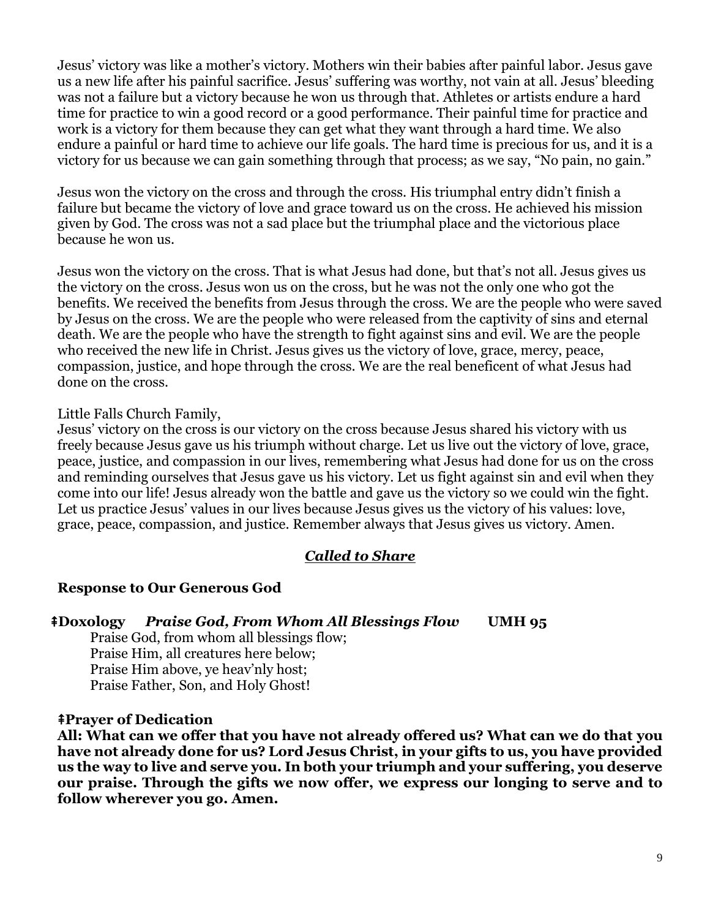Jesus' victory was like a mother's victory. Mothers win their babies after painful labor. Jesus gave us a new life after his painful sacrifice. Jesus' suffering was worthy, not vain at all. Jesus' bleeding was not a failure but a victory because he won us through that. Athletes or artists endure a hard time for practice to win a good record or a good performance. Their painful time for practice and work is a victory for them because they can get what they want through a hard time. We also endure a painful or hard time to achieve our life goals. The hard time is precious for us, and it is a victory for us because we can gain something through that process; as we say, "No pain, no gain."

Jesus won the victory on the cross and through the cross. His triumphal entry didn't finish a failure but became the victory of love and grace toward us on the cross. He achieved his mission given by God. The cross was not a sad place but the triumphal place and the victorious place because he won us.

Jesus won the victory on the cross. That is what Jesus had done, but that's not all. Jesus gives us the victory on the cross. Jesus won us on the cross, but he was not the only one who got the benefits. We received the benefits from Jesus through the cross. We are the people who were saved by Jesus on the cross. We are the people who were released from the captivity of sins and eternal death. We are the people who have the strength to fight against sins and evil. We are the people who received the new life in Christ. Jesus gives us the victory of love, grace, mercy, peace, compassion, justice, and hope through the cross. We are the real beneficent of what Jesus had done on the cross.

Little Falls Church Family,
Jesus' victory on the cross is our victory on the cross because Jesus shared his victory with us freely because Jesus gave us his triumph without charge. Let us live out the victory of love, grace, peace, justice, and compassion in our lives, remembering what Jesus had done for us on the cross and reminding ourselves that Jesus gave us his victory. Let us fight against sin and evil when they come into our life! Jesus already won the battle and gave us the victory so we could win the fight. Let us practice Jesus' values in our lives because Jesus gives us the victory of his values: love, grace, peace, compassion, and justice. Remember always that Jesus gives us victory. Amen.

## ***Called to Share***

**Response to Our Generous God**

**ǂDoxology** ***Praise God, From Whom All Blessings Flow*** **UMH 95**

Praise God, from whom all blessings flow;
Praise Him, all creatures here below;
Praise Him above, ye heav'nly host;
Praise Father, Son, and Holy Ghost!

**ǂPrayer of Dedication**

**All: What can we offer that you have not already offered us? What can we do that you have not already done for us? Lord Jesus Christ, in your gifts to us, you have provided us the way to live and serve you. In both your triumph and your suffering, you deserve our praise. Through the gifts we now offer, we express our longing to serve and to follow wherever you go. Amen.**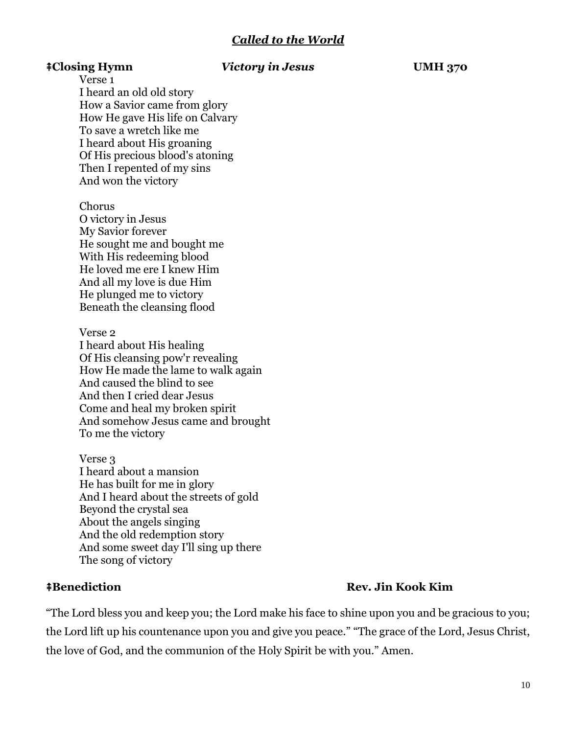## ***Called to the World***

**‡Closing Hymn** ***Victory in Jesus*** **UMH 370**

Verse 1
I heard an old old story
How a Savior came from glory
How He gave His life on Calvary
To save a wretch like me
I heard about His groaning
Of His precious blood's atoning
Then I repented of my sins
And won the victory

Chorus
O victory in Jesus
My Savior forever
He sought me and bought me
With His redeeming blood
He loved me ere I knew Him
And all my love is due Him
He plunged me to victory
Beneath the cleansing flood

Verse 2
I heard about His healing
Of His cleansing pow'r revealing
How He made the lame to walk again
And caused the blind to see
And then I cried dear Jesus
Come and heal my broken spirit
And somehow Jesus came and brought
To me the victory

Verse 3
I heard about a mansion
He has built for me in glory
And I heard about the streets of gold
Beyond the crystal sea
About the angels singing
And the old redemption story
And some sweet day I'll sing up there
The song of victory

**‡Benediction** **Rev. Jin Kook Kim**

"The Lord bless you and keep you; the Lord make his face to shine upon you and be gracious to you; the Lord lift up his countenance upon you and give you peace." "The grace of the Lord, Jesus Christ, the love of God, and the communion of the Holy Spirit be with you." Amen.